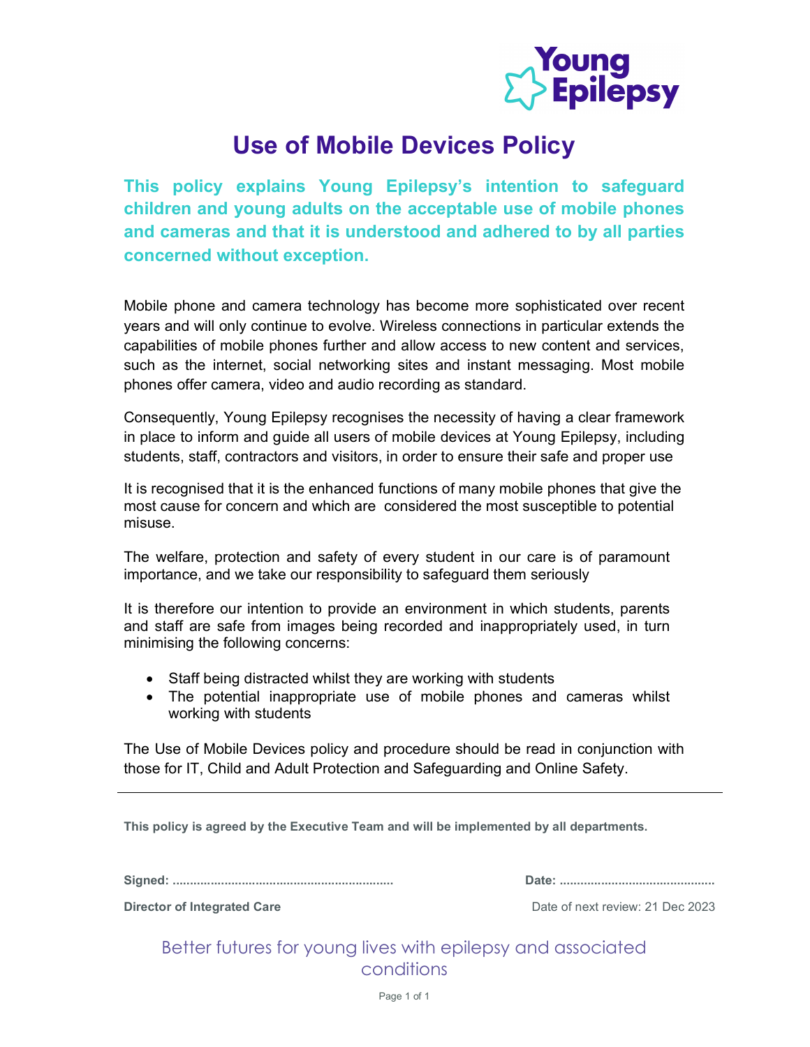# Use of Mobile Devices Policy

**This policy explains Young Epilepsy's intention to safeguard children and young adults on the acceptable use of mobile phones and cameras and that it is understood and adhered to by all parties concerned without exception.**

Mobile phone and camera technology has become more sophisticated over recent years and will only continue to evolve. Wireless connections in particular extends the capabilities of mobile phones further and allow access to new content and services, such as the internet, social networking sites and instant messaging. Most mobile phones offer camera, video and audio recording as standard.

Consequently, Young Epilepsy recognises the necessity of having a clear framework in place to inform and guide all users of mobile devices at Young Epilepsy, including students, staff, contractors and visitors, in order to ensure their safe and proper use

It is recognised that it is the enhanced functions of many mobile phones that give the most cause for concern and which are considered the most susceptible to potential misuse.

The welfare, protection and safety of every student in our care is of paramount importance, and we take our responsibility to safeguard them seriously

It is therefore our intention to provide an environment in which students, parents and staff are safe from images being recorded and inappropriately used, in turn minimising the following concerns:

- Staff being distracted whilst they are working with students
- The potential inappropriate use of mobile phones and cameras whilst working with students

The Use of Mobile Devices policy and procedure should be read in conjunction with those for IT, Child and Adult Protection and Safeguarding and Online Safety.

---

**This policy is agreed by the Executive Team and will be implemented by all departments.**

**Signed: ..............................................................** **Date: ............................................**

**Director of Integrated Care** Date of next review: 21 Dec 2023

Better futures for young lives with epilepsy and associated conditions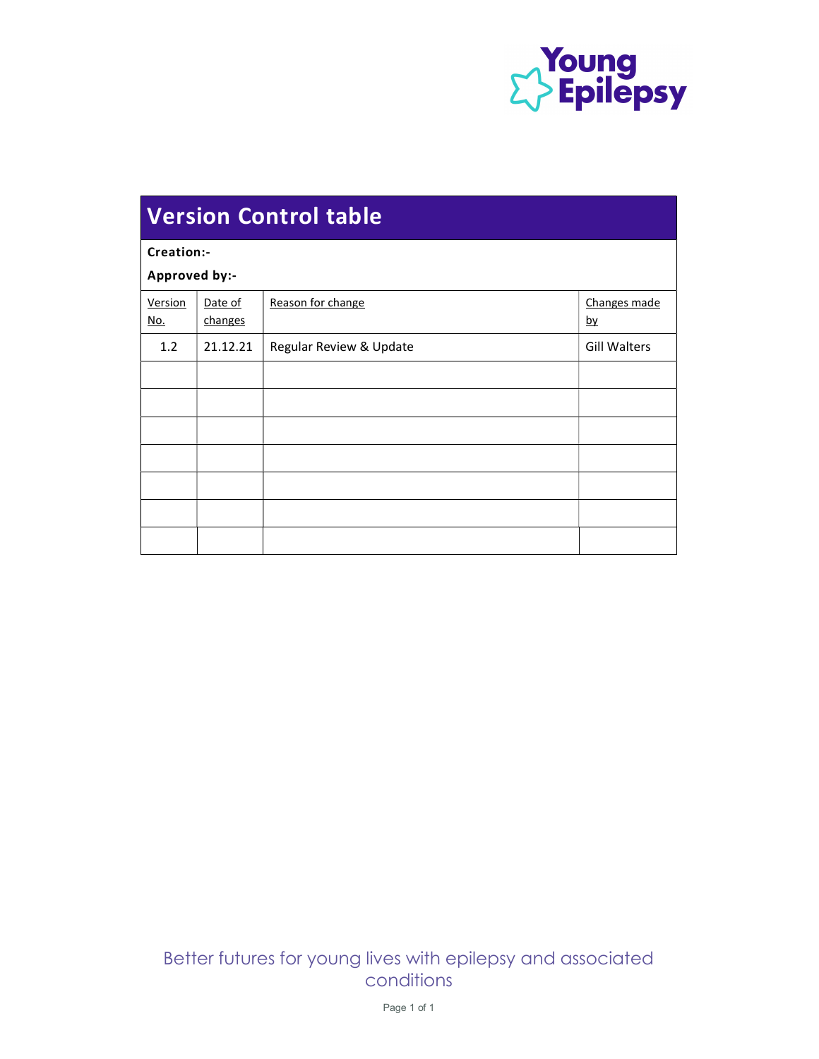## Version Control table

**Creation:-**

**Approved by:-**

| Version No. | Date of changes | Reason for change | Changes made by |
|---|---|---|---|
| 1.2 | 21.12.21 | Regular Review & Update | Gill Walters |
| | | | |
| | | | |
| | | | |
| | | | |
| | | | |
| | | | |
| | | | |

Better futures for young lives with epilepsy and associated conditions